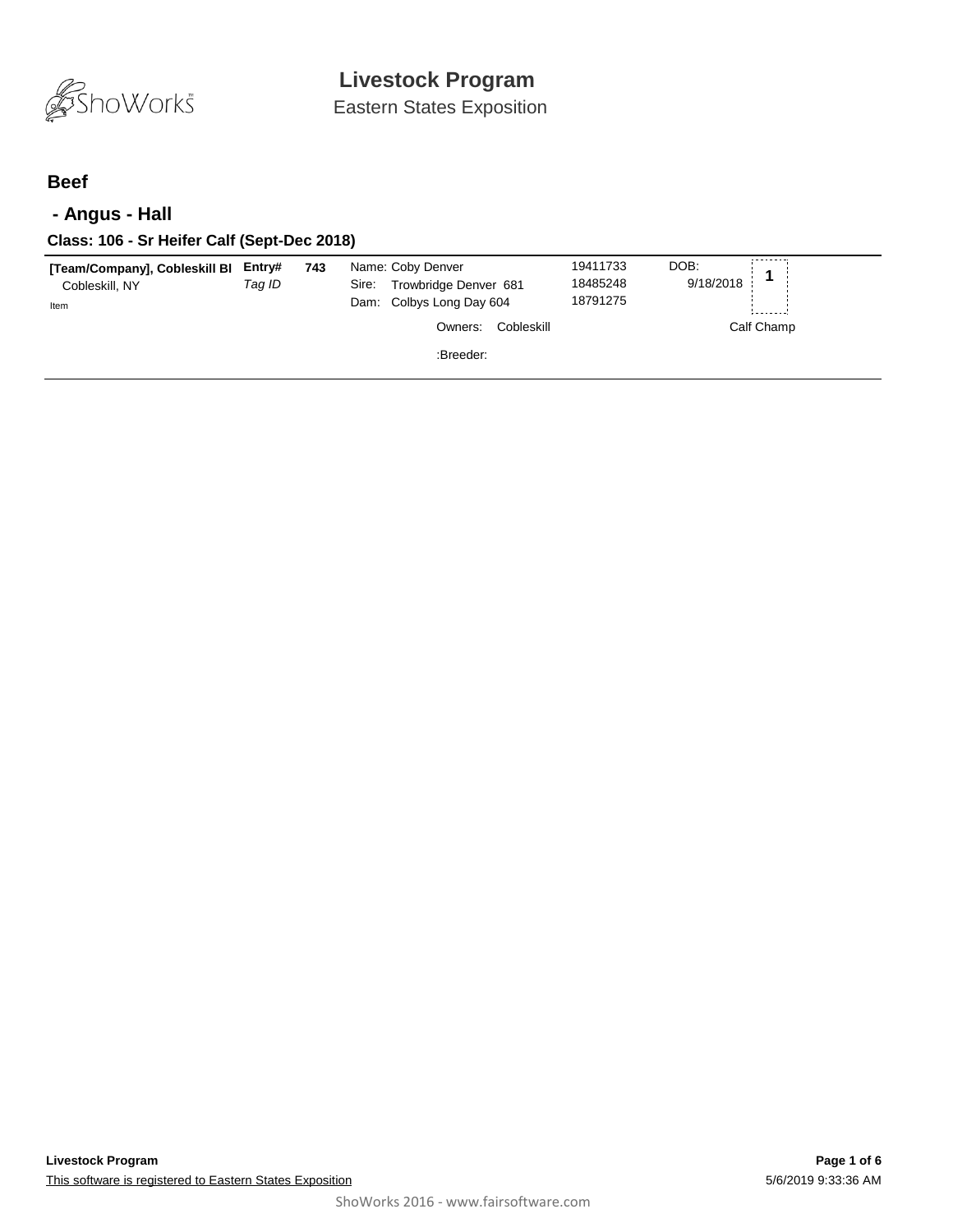# Livestock Program

Eastern States Exposition

## Beef

### - Angus - Hall

#### Class: 106 - Sr Heifer Calf (Sept-Dec 2018)

**[Team/Company], Cobleskill Bl**
Cobleskill, NY
Item

**Entry#** **743**
*Tag ID*

Name: Coby Denver — 19411733
Sire: Trowbridge Denver 681 — 18485248
Dam: Colbys Long Day 604 — 18791275

DOB: 9/18/2018

**1**

Owners: Cobleskill

Calf Champ

:Breeder: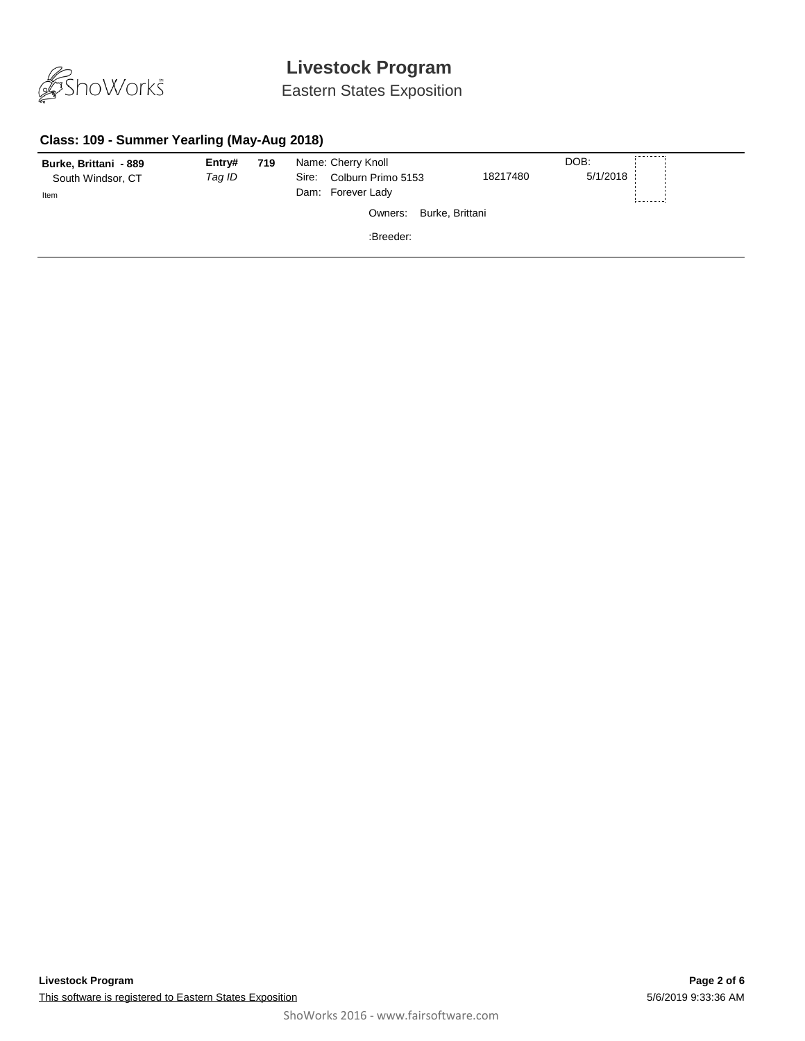## Class: 109 - Summer Yearling (May-Aug 2018)

| | | | | | |
|---|---|---|---|---|---|
| **Burke, Brittani - 889** | **Entry#** | **719** | Name: Cherry Knoll | | DOB: |
| South Windsor, CT | *Tag ID* | | Sire: Colburn Primo 5153 | 18217480 | 5/1/2018 |
| Item | | | Dam: Forever Lady | | |
| | | | Owners: Burke, Brittani | | |
| | | | :Breeder: | | |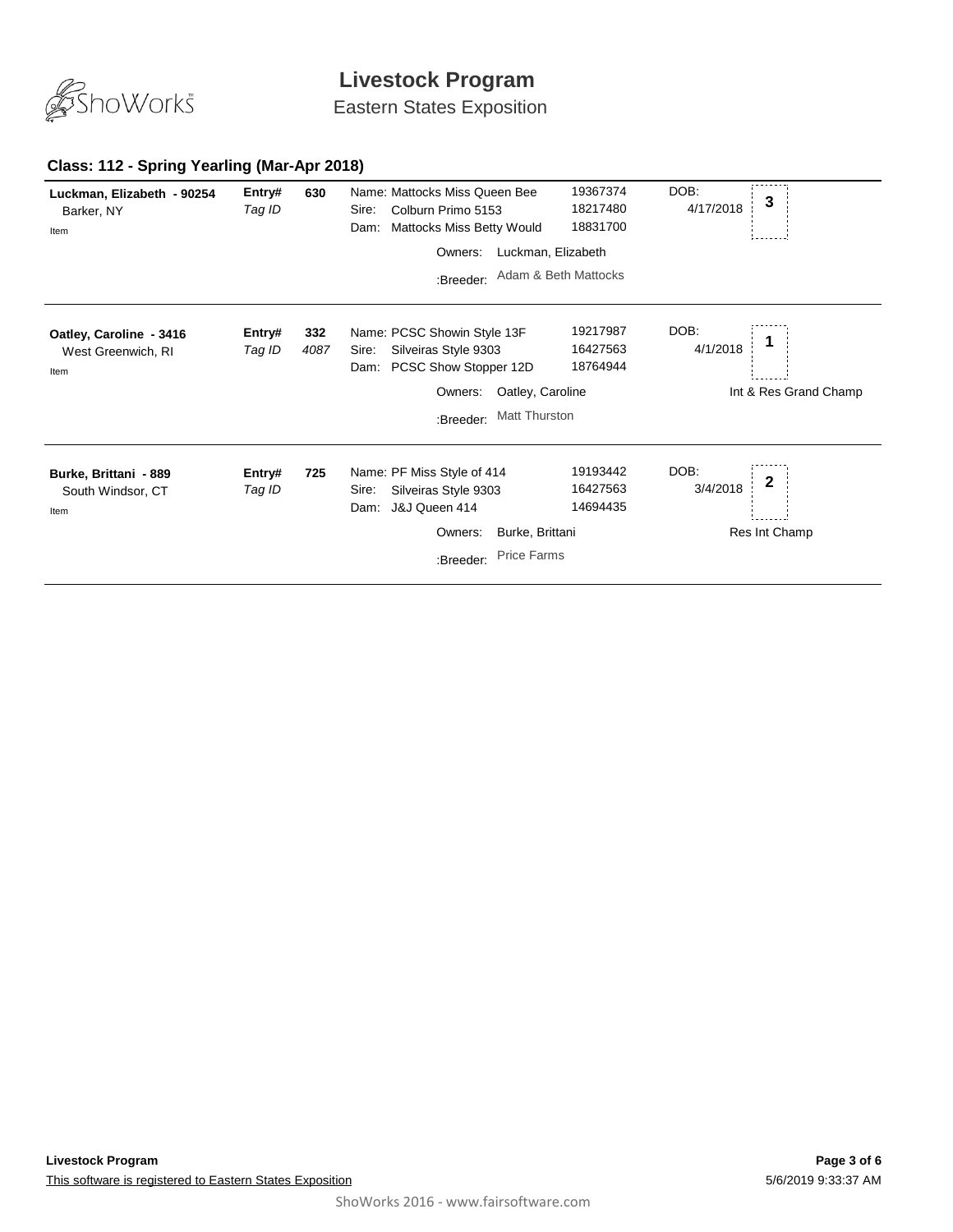# Livestock Program

Eastern States Exposition

## Class: 112 - Spring Yearling (Mar-Apr 2018)

**Luckman, Elizabeth - 90254**
Barker, NY
Item

**Entry#** 630
*Tag ID*

Name: Mattocks Miss Queen Bee — 19367374
Sire: Colburn Primo 5153 — 18217480
Dam: Mattocks Miss Betty Would — 18831700
Owners: Luckman, Elizabeth
:Breeder: Adam & Beth Mattocks

DOB: 4/17/2018 — **3**

---

**Oatley, Caroline - 3416**
West Greenwich, RI
Item

**Entry#** 332
*Tag ID* *4087*

Name: PCSC Showin Style 13F — 19217987
Sire: Silveiras Style 9303 — 16427563
Dam: PCSC Show Stopper 12D — 18764944
Owners: Oatley, Caroline
:Breeder: Matt Thurston

DOB: 4/1/2018 — **1**

Int & Res Grand Champ

---

**Burke, Brittani - 889**
South Windsor, CT
Item

**Entry#** 725
*Tag ID*

Name: PF Miss Style of 414 — 19193442
Sire: Silveiras Style 9303 — 16427563
Dam: J&J Queen 414 — 14694435
Owners: Burke, Brittani
:Breeder: Price Farms

DOB: 3/4/2018 — **2**

Res Int Champ

---

**Livestock Program**

This software is registered to Eastern States Exposition

5/6/2019 9:33:37 AM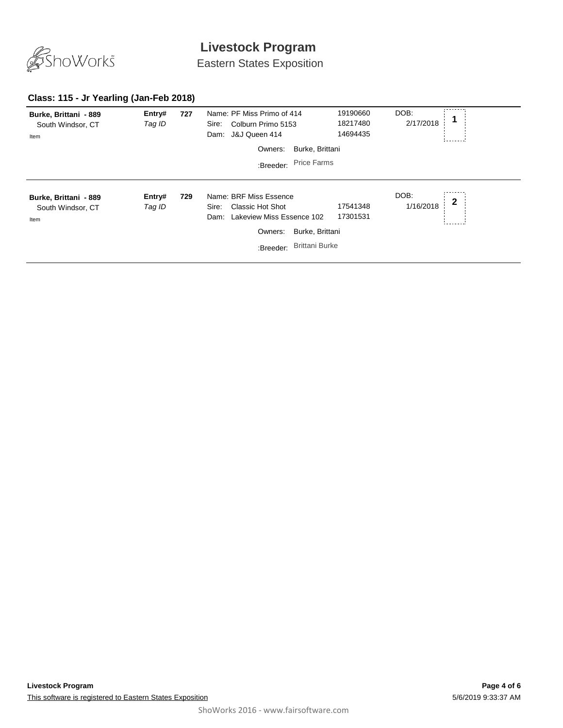# Livestock Program

Eastern States Exposition

### Class: 115 - Jr Yearling (Jan-Feb 2018)

**Burke, Brittani - 889**
South Windsor, CT
Item

**Entry#** **727**
*Tag ID*

Name: PF Miss Primo of 414 — 19190660
Sire: Colburn Primo 5153 — 18217480
Dam: J&J Queen 414 — 14694435

Owners: Burke, Brittani
:Breeder: Price Farms

DOB: 2/17/2018

**1**

---

**Burke, Brittani - 889**
South Windsor, CT
Item

**Entry#** **729**
*Tag ID*

Name: BRF Miss Essence
Sire: Classic Hot Shot — 17541348
Dam: Lakeview Miss Essence 102 — 17301531

Owners: Burke, Brittani
:Breeder: Brittani Burke

DOB: 1/16/2018

**2**

---

**Livestock Program**

This software is registered to Eastern States Exposition

5/6/2019 9:33:37 AM

ShoWorks 2016 - www.fairsoftware.com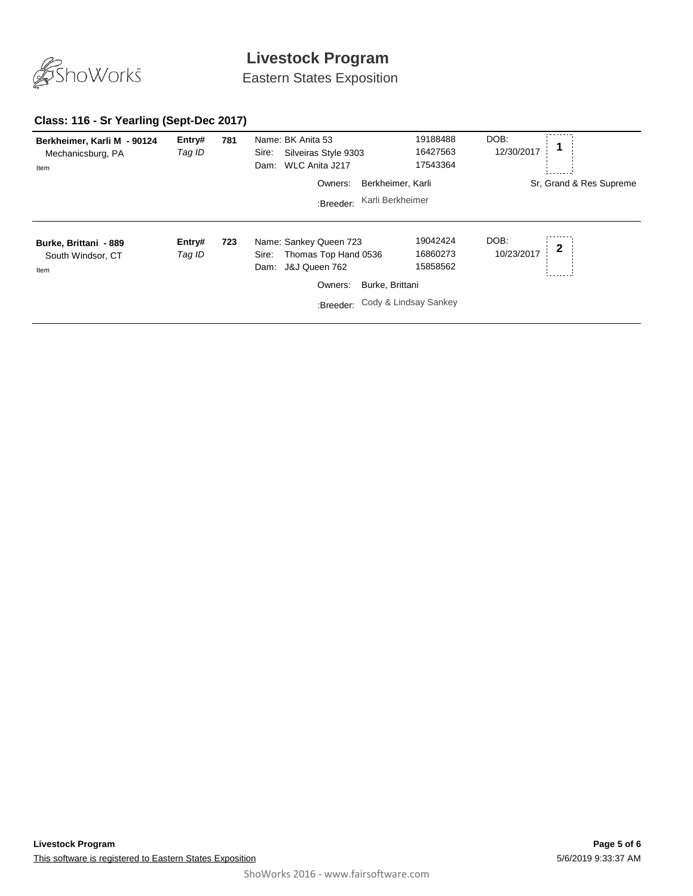# Livestock Program

Eastern States Exposition

### Class: 116 - Sr Yearling (Sept-Dec 2017)

**Berkheimer, Karli M - 90124**
Mechanicsburg, PA
Item

**Entry#** 781
*Tag ID*

Name: BK Anita 53 — 19188488
Sire: Silveiras Style 9303 — 16427563
Dam: WLC Anita J217 — 17543364

Owners: Berkheimer, Karli
:Breeder: Karli Berkheimer

DOB: 12/30/2017

**1**

Sr, Grand & Res Supreme

---

**Burke, Brittani - 889**
South Windsor, CT
Item

**Entry#** 723
*Tag ID*

Name: Sankey Queen 723 — 19042424
Sire: Thomas Top Hand 0536 — 16860273
Dam: J&J Queen 762 — 15858562

Owners: Burke, Brittani
:Breeder: Cody & Lindsay Sankey

DOB: 10/23/2017

**2**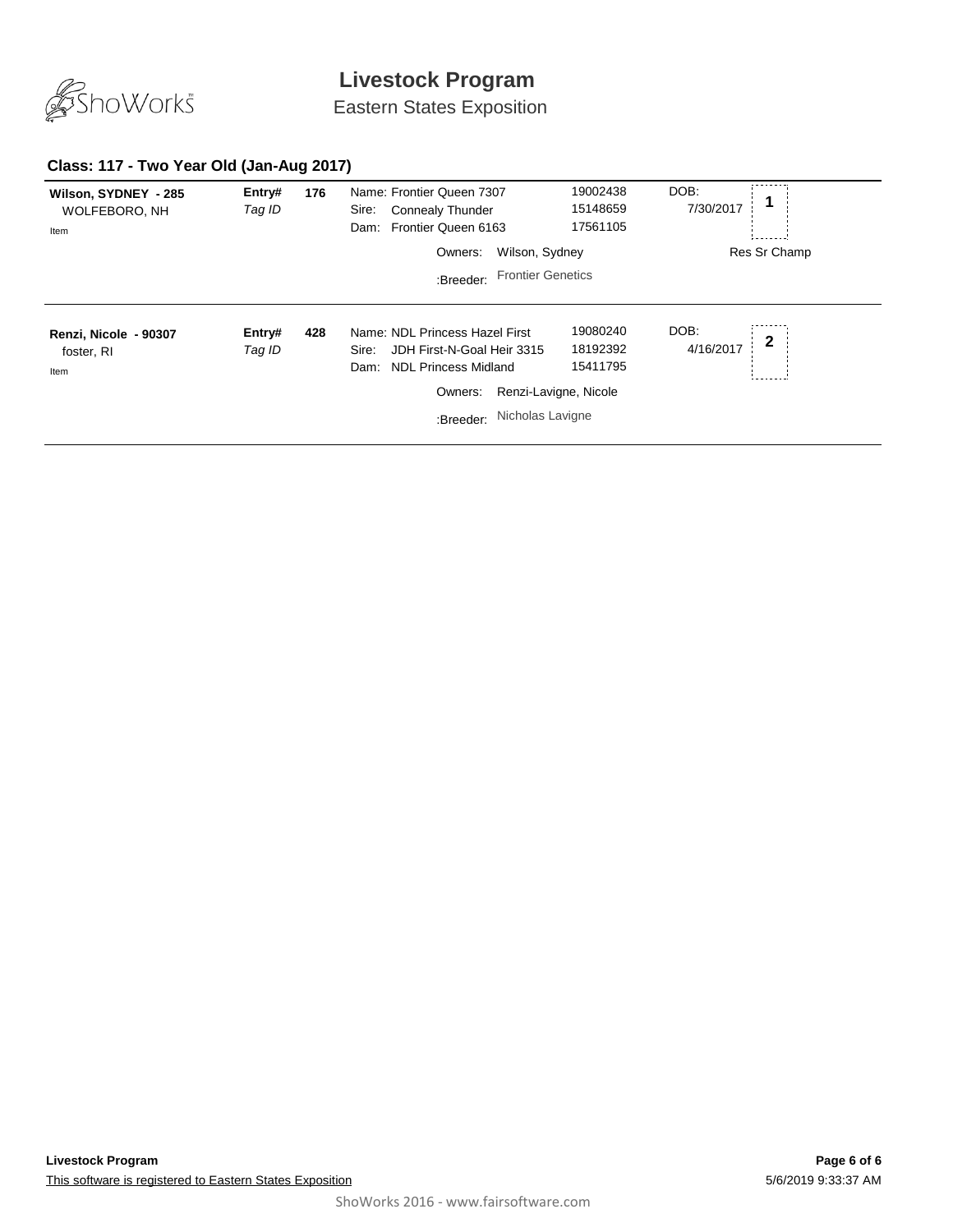# Livestock Program

Eastern States Exposition

### Class: 117 - Two Year Old (Jan-Aug 2017)

**Wilson, SYDNEY - 285**
WOLFEBORO, NH
Item

**Entry#** 176
*Tag ID*

Name: Frontier Queen 7307 — 19002438
Sire: Connealy Thunder — 15148659
Dam: Frontier Queen 6163 — 17561105

Owners: Wilson, Sydney
:Breeder: Frontier Genetics

DOB: 7/30/2017

**1**

Res Sr Champ

---

**Renzi, Nicole - 90307**
foster, RI
Item

**Entry#** 428
*Tag ID*

Name: NDL Princess Hazel First — 19080240
Sire: JDH First-N-Goal Heir 3315 — 18192392
Dam: NDL Princess Midland — 15411795

Owners: Renzi-Lavigne, Nicole
:Breeder: Nicholas Lavigne

DOB: 4/16/2017

**2**